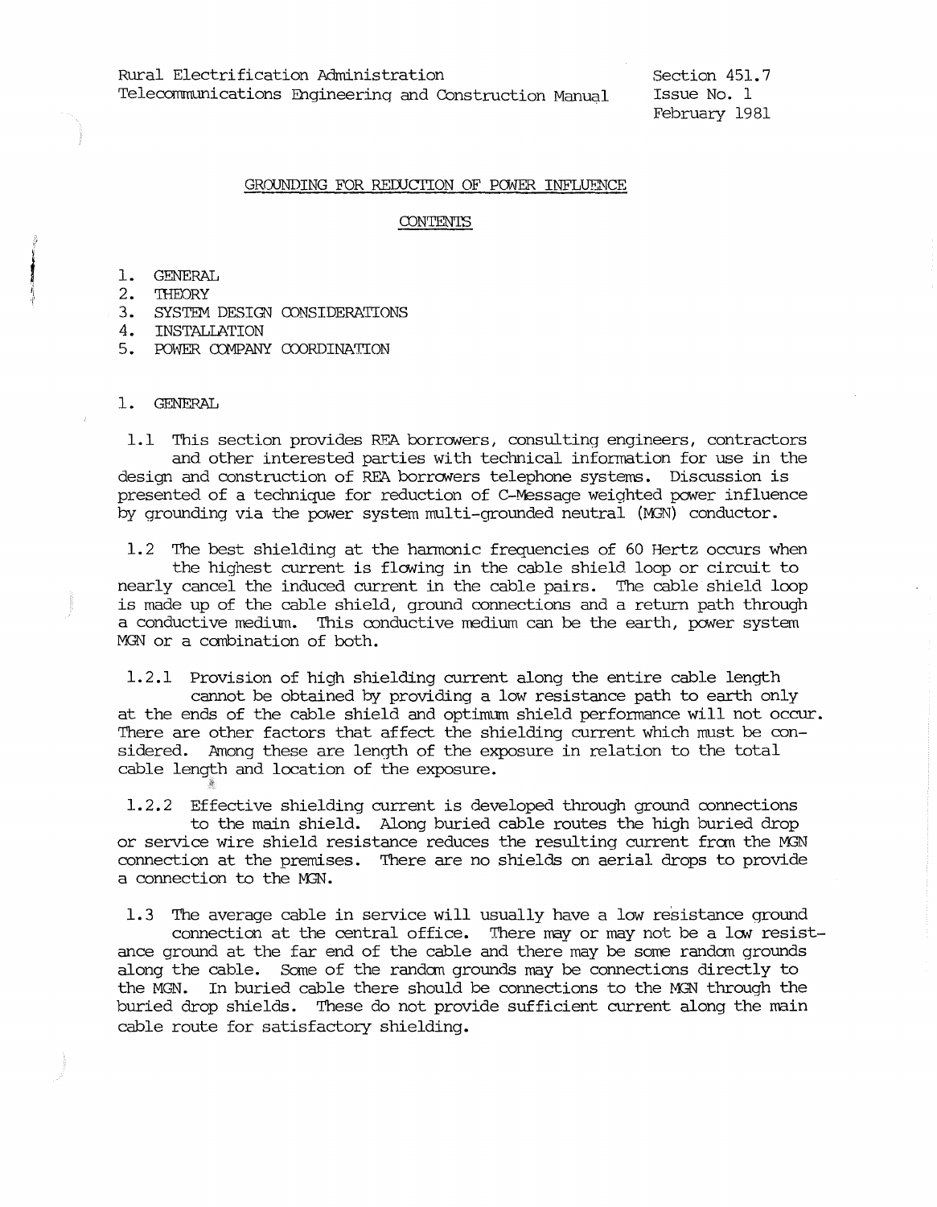Rural Electrification Administration
Telecommunications Engineering and Construction Manual

Section 451.7
Issue No. 1
February 1981

# GROUNDING FOR REDUCTION OF POWER INFLUENCE

## CONTENTS

1. GENERAL
2. THEORY
3. SYSTEM DESIGN CONSIDERATIONS
4. INSTALLATION
5. POWER COMPANY COORDINATION

## 1. GENERAL

1.1 This section provides REA borrowers, consulting engineers, contractors and other interested parties with technical information for use in the design and construction of REA borrowers telephone systems. Discussion is presented of a technique for reduction of C-Message weighted power influence by grounding via the power system multi-grounded neutral (MGN) conductor.

1.2 The best shielding at the harmonic frequencies of 60 Hertz occurs when the highest current is flowing in the cable shield loop or circuit to nearly cancel the induced current in the cable pairs. The cable shield loop is made up of the cable shield, ground connections and a return path through a conductive medium. This conductive medium can be the earth, power system MGN or a combination of both.

1.2.1 Provision of high shielding current along the entire cable length cannot be obtained by providing a low resistance path to earth only at the ends of the cable shield and optimum shield performance will not occur. There are other factors that affect the shielding current which must be considered. Among these are length of the exposure in relation to the total cable length and location of the exposure.

1.2.2 Effective shielding current is developed through ground connections to the main shield. Along buried cable routes the high buried drop or service wire shield resistance reduces the resulting current from the MGN connection at the premises. There are no shields on aerial drops to provide a connection to the MGN.

1.3 The average cable in service will usually have a low resistance ground connection at the central office. There may or may not be a low resistance ground at the far end of the cable and there may be some random grounds along the cable. Some of the random grounds may be connections directly to the MGN. In buried cable there should be connections to the MGN through the buried drop shields. These do not provide sufficient current along the main cable route for satisfactory shielding.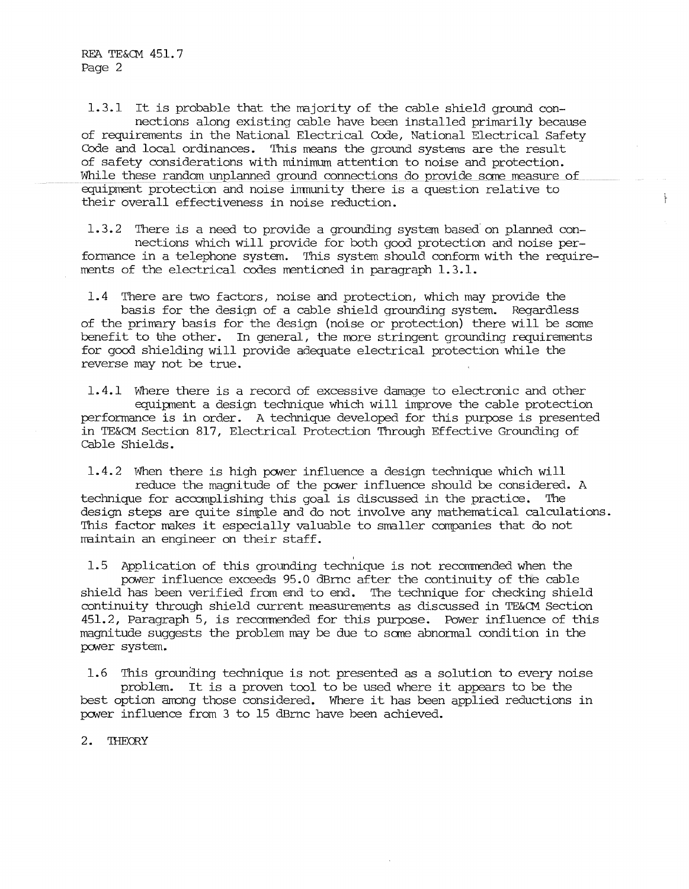1.3.1 It is probable that the majority of the cable shield ground connections along existing cable have been installed primarily because of requirements in the National Electrical Code, National Electrical Safety Code and local ordinances. This means the ground systems are the result of safety considerations with minimum attention to noise and protection. While these random unplanned ground connections do provide some measure of equipment protection and noise immunity there is a question relative to their overall effectiveness in noise reduction.

1.3.2 There is a need to provide a grounding system based on planned connections which will provide for both good protection and noise performance in a telephone system. This system should conform with the requirements of the electrical codes mentioned in paragraph 1.3.1.

1.4 There are two factors, noise and protection, which may provide the basis for the design of a cable shield grounding system. Regardless of the primary basis for the design (noise or protection) there will be some benefit to the other. In general, the more stringent grounding requirements for good shielding will provide adequate electrical protection while the reverse may not be true.

1.4.1 Where there is a record of excessive damage to electronic and other equipment a design technique which will improve the cable protection performance is in order. A technique developed for this purpose is presented in TE&CM Section 817, Electrical Protection Through Effective Grounding of Cable Shields.

1.4.2 When there is high power influence a design technique which will reduce the magnitude of the power influence should be considered. A technique for accomplishing this goal is discussed in the practice. The design steps are quite simple and do not involve any mathematical calculations. This factor makes it especially valuable to smaller companies that do not maintain an engineer on their staff.

1.5 Application of this grounding technique is not recommended when the power influence exceeds 95.0 dBrnc after the continuity of the cable shield has been verified from end to end. The technique for checking shield continuity through shield current measurements as discussed in TE&CM Section 451.2, Paragraph 5, is recommended for this purpose. Power influence of this magnitude suggests the problem may be due to some abnormal condition in the power system.

1.6 This grounding technique is not presented as a solution to every noise problem. It is a proven tool to be used where it appears to be the best option among those considered. Where it has been applied reductions in power influence from 3 to 15 dBrnc have been achieved.

## 2. THEORY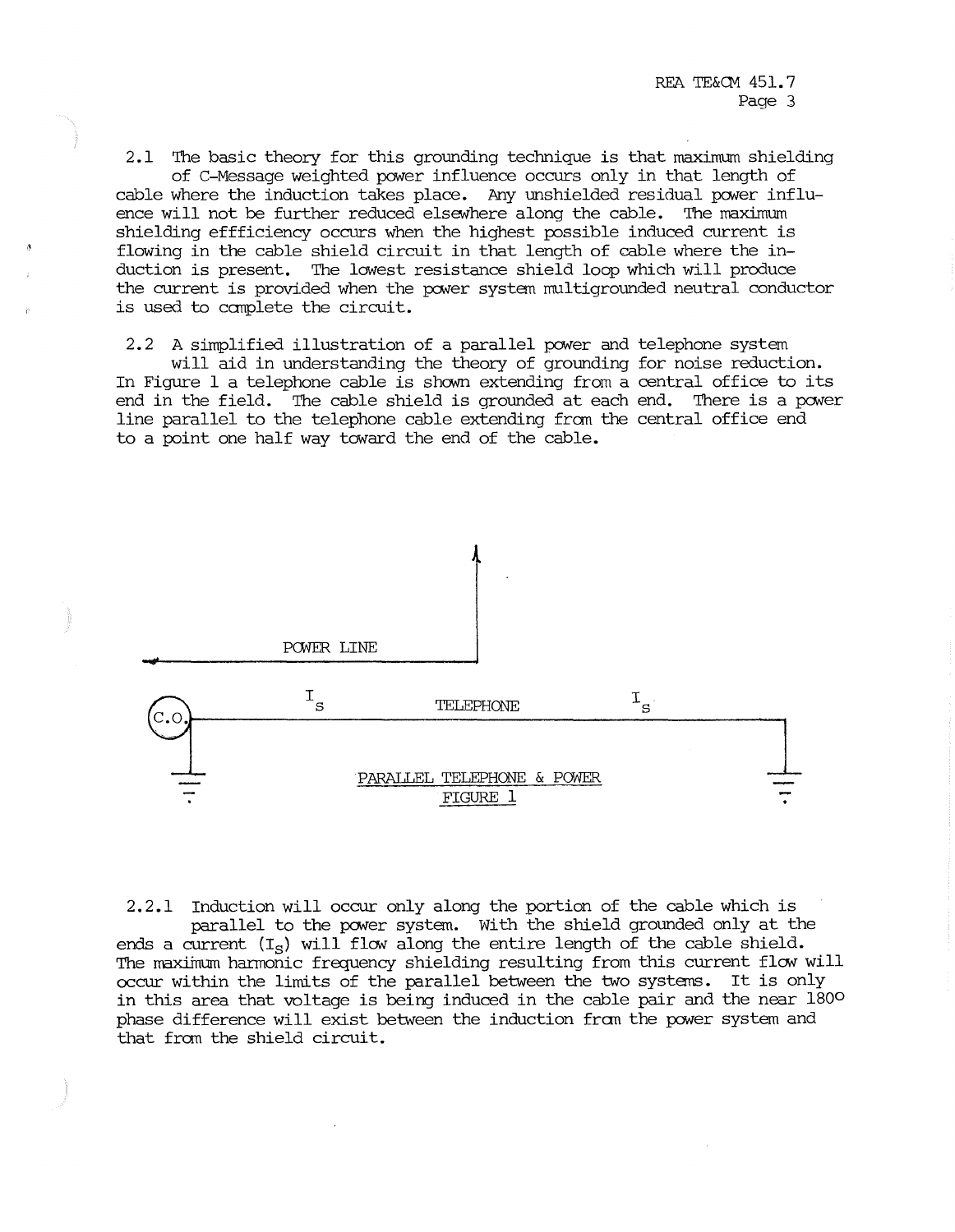2.1 The basic theory for this grounding technique is that maximum shielding of C-Message weighted power influence occurs only in that length of cable where the induction takes place. Any unshielded residual power influence will not be further reduced elsewhere along the cable. The maximum shielding effficiency occurs when the highest possible induced current is flowing in the cable shield circuit in that length of cable where the induction is present. The lowest resistance shield loop which will produce the current is provided when the power system multigrounded neutral conductor is used to complete the circuit.

2.2 A simplified illustration of a parallel power and telephone system will aid in understanding the theory of grounding for noise reduction. In Figure 1 a telephone cable is shown extending from a central office to its end in the field. The cable shield is grounded at each end. There is a power line parallel to the telephone cable extending from the central office end to a point one half way toward the end of the cable.

POWER LINE

$I_S$ TELEPHONE $I_S$

C.O.

PARALLEL TELEPHONE & POWER
FIGURE 1

2.2.1 Induction will occur only along the portion of the cable which is parallel to the power system. With the shield grounded only at the ends a current ($I_S$) will flow along the entire length of the cable shield. The maximum harmonic frequency shielding resulting from this current flow will occur within the limits of the parallel between the two systems. It is only in this area that voltage is being induced in the cable pair and the near 180° phase difference will exist between the induction from the power system and that from the shield circuit.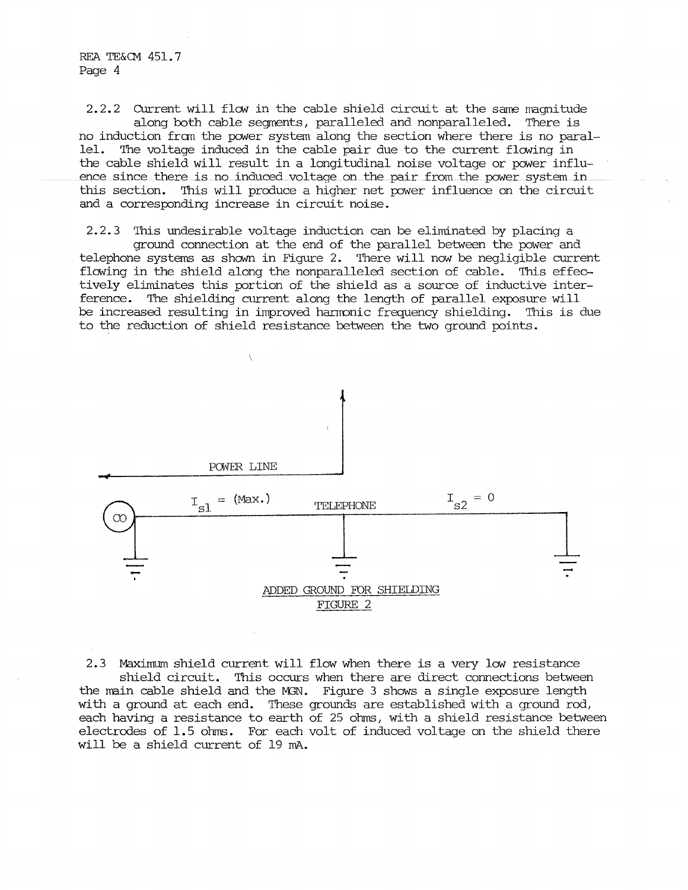2.2.2 Current will flow in the cable shield circuit at the same magnitude along both cable segments, paralleled and nonparalleled. There is no induction from the power system along the section where there is no parallel. The voltage induced in the cable pair due to the current flowing in the cable shield will result in a longitudinal noise voltage or power influence since there is no induced voltage on the pair from the power system in this section. This will produce a higher net power influence on the circuit and a corresponding increase in circuit noise.

2.2.3 This undesirable voltage induction can be eliminated by placing a ground connection at the end of the parallel between the power and telephone systems as shown in Figure 2. There will now be negligible current flowing in the shield along the nonparalleled section of cable. This effectively eliminates this portion of the shield as a source of inductive interference. The shielding current along the length of parallel exposure will be increased resulting in improved harmonic frequency shielding. This is due to the reduction of shield resistance between the two ground points.

POWER LINE

CO — $I_{s1}$ = (Max.) — TELEPHONE — $I_{s2} = 0$

ADDED GROUND FOR SHIELDING

FIGURE 2

2.3 Maximum shield current will flow when there is a very low resistance shield circuit. This occurs when there are direct connections between the main cable shield and the MGN. Figure 3 shows a single exposure length with a ground at each end. These grounds are established with a ground rod, each having a resistance to earth of 25 ohms, with a shield resistance between electrodes of 1.5 ohms. For each volt of induced voltage on the shield there will be a shield current of 19 mA.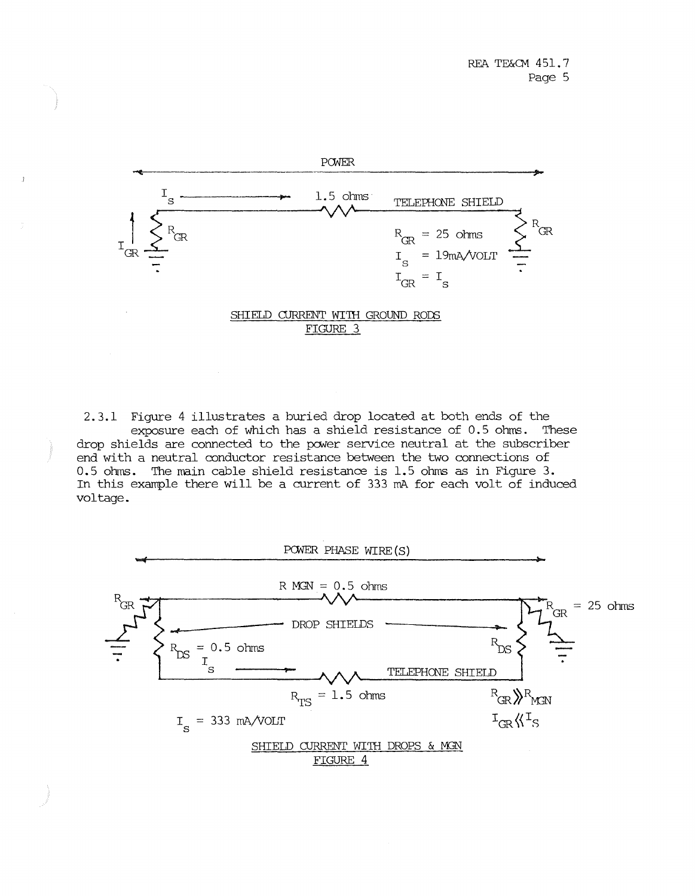POWER

$I_S$ → 1.5 ohms TELEPHONE SHIELD

$R_{GR}$ $R_{GR}$

$I_{GR}$

$R_{GR}$ = 25 ohms

$I_S$ = 19mA/VOLT

$I_{GR} = I_S$

SHIELD CURRENT WITH GROUND RODS
FIGURE 3

2.3.1 Figure 4 illustrates a buried drop located at both ends of the exposure each of which has a shield resistance of 0.5 ohms. These drop shields are connected to the power service neutral at the subscriber end with a neutral conductor resistance between the two connections of 0.5 ohms. The main cable shield resistance is 1.5 ohms as in Figure 3. In this example there will be a current of 333 mA for each volt of induced voltage.

POWER PHASE WIRE(S)

R MGN = 0.5 ohms

$R_{GR}$ $R_{GR}$ = 25 ohms

DROP SHIELDS

$R_{DS}$ = 0.5 ohms $R_{DS}$

$I_S$ → TELEPHONE SHIELD

$R_{TS}$ = 1.5 ohms

$R_{GR} \gg R_{MGN}$

$I_S$ = 333 mA/VOLT

$I_{GR} \ll I_S$

SHIELD CURRENT WITH DROPS & MGN
FIGURE 4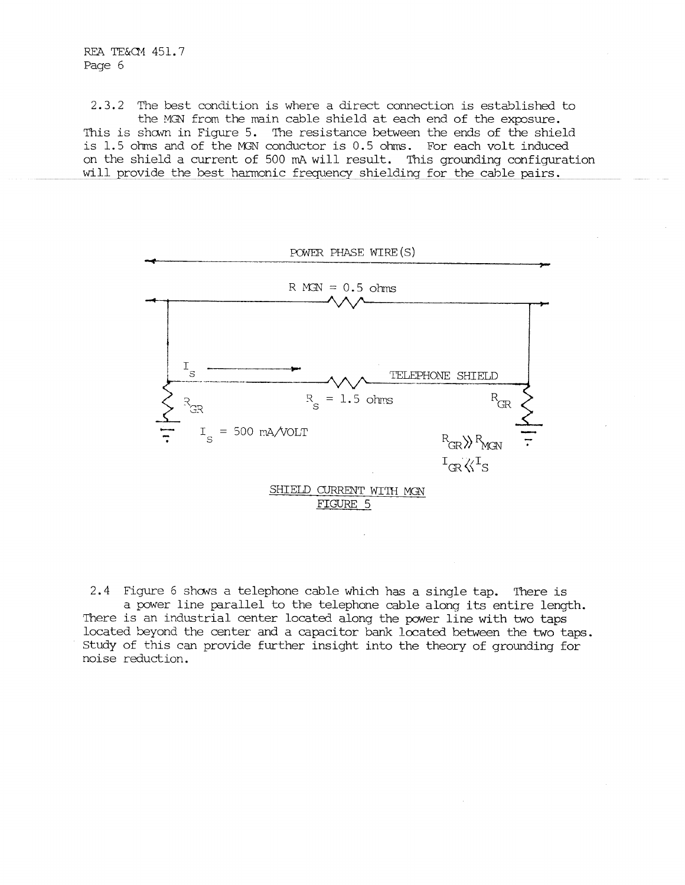2.3.2 The best condition is where a direct connection is established to the MGN from the main cable shield at each end of the exposure. This is shown in Figure 5. The resistance between the ends of the shield is 1.5 ohms and of the MGN conductor is 0.5 ohms. For each volt induced on the shield a current of 500 mA will result. This grounding configuration will provide the best harmonic frequency shielding for the cable pairs.

POWER PHASE WIRE(S)

R MGN = 0.5 ohms

$I_S$ →

TELEPHONE SHIELD

$R_{GR}$

$R_S$ = 1.5 ohms

$R_{GR}$

$I_S$ = 500 mA/VOLT

$R_{GR} \gg R_{MGN}$

$I_{GR} \ll I_S$

SHIELD CURRENT WITH MGN
FIGURE 5

2.4 Figure 6 shows a telephone cable which has a single tap. There is a power line parallel to the telephone cable along its entire length. There is an industrial center located along the power line with two taps located beyond the center and a capacitor bank located between the two taps. Study of this can provide further insight into the theory of grounding for noise reduction.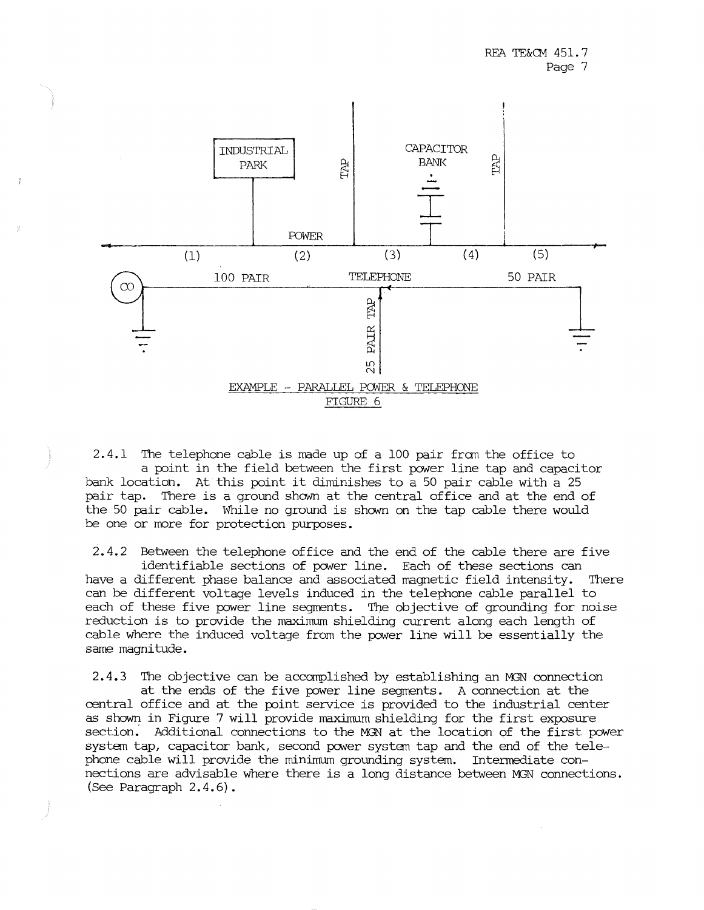EXAMPLE - PARALLEL POWER & TELEPHONE

FIGURE 6

2.4.1 The telephone cable is made up of a 100 pair from the office to a point in the field between the first power line tap and capacitor bank location. At this point it diminishes to a 50 pair cable with a 25 pair tap. There is a ground shown at the central office and at the end of the 50 pair cable. While no ground is shown on the tap cable there would be one or more for protection purposes.

2.4.2 Between the telephone office and the end of the cable there are five identifiable sections of power line. Each of these sections can have a different phase balance and associated magnetic field intensity. There can be different voltage levels induced in the telephone cable parallel to each of these five power line segments. The objective of grounding for noise reduction is to provide the maximum shielding current along each length of cable where the induced voltage from the power line will be essentially the same magnitude.

2.4.3 The objective can be accomplished by establishing an MGN connection at the ends of the five power line segments. A connection at the central office and at the point service is provided to the industrial center as shown in Figure 7 will provide maximum shielding for the first exposure section. Additional connections to the MGN at the location of the first power system tap, capacitor bank, second power system tap and the end of the telephone cable will provide the minimum grounding system. Intermediate connections are advisable where there is a long distance between MGN connections. (See Paragraph 2.4.6).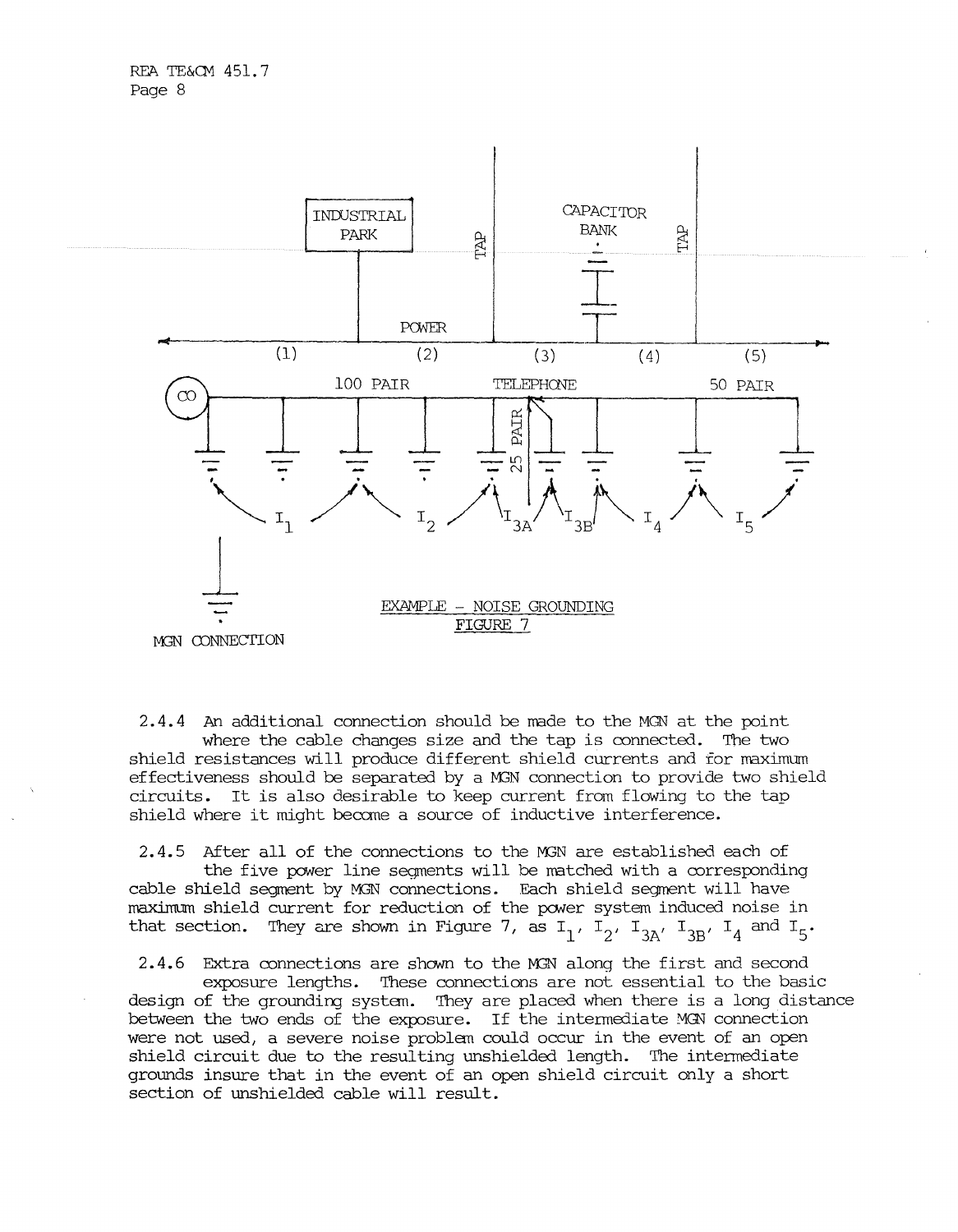EXAMPLE - NOISE GROUNDING
FIGURE 7

2.4.4 An additional connection should be made to the MGN at the point where the cable changes size and the tap is connected. The two shield resistances will produce different shield currents and for maximum effectiveness should be separated by a MGN connection to provide two shield circuits. It is also desirable to keep current from flowing to the tap shield where it might become a source of inductive interference.

2.4.5 After all of the connections to the MGN are established each of the five power line segments will be matched with a corresponding cable shield segment by MGN connections. Each shield segment will have maximum shield current for reduction of the power system induced noise in that section. They are shown in Figure 7, as $I_1$, $I_2$, $I_{3A}$, $I_{3B}$, $I_4$ and $I_5$.

2.4.6 Extra connections are shown to the MGN along the first and second exposure lengths. These connections are not essential to the basic design of the grounding system. They are placed when there is a long distance between the two ends of the exposure. If the intermediate MGN connection were not used, a severe noise problem could occur in the event of an open shield circuit due to the resulting unshielded length. The intermediate grounds insure that in the event of an open shield circuit only a short section of unshielded cable will result.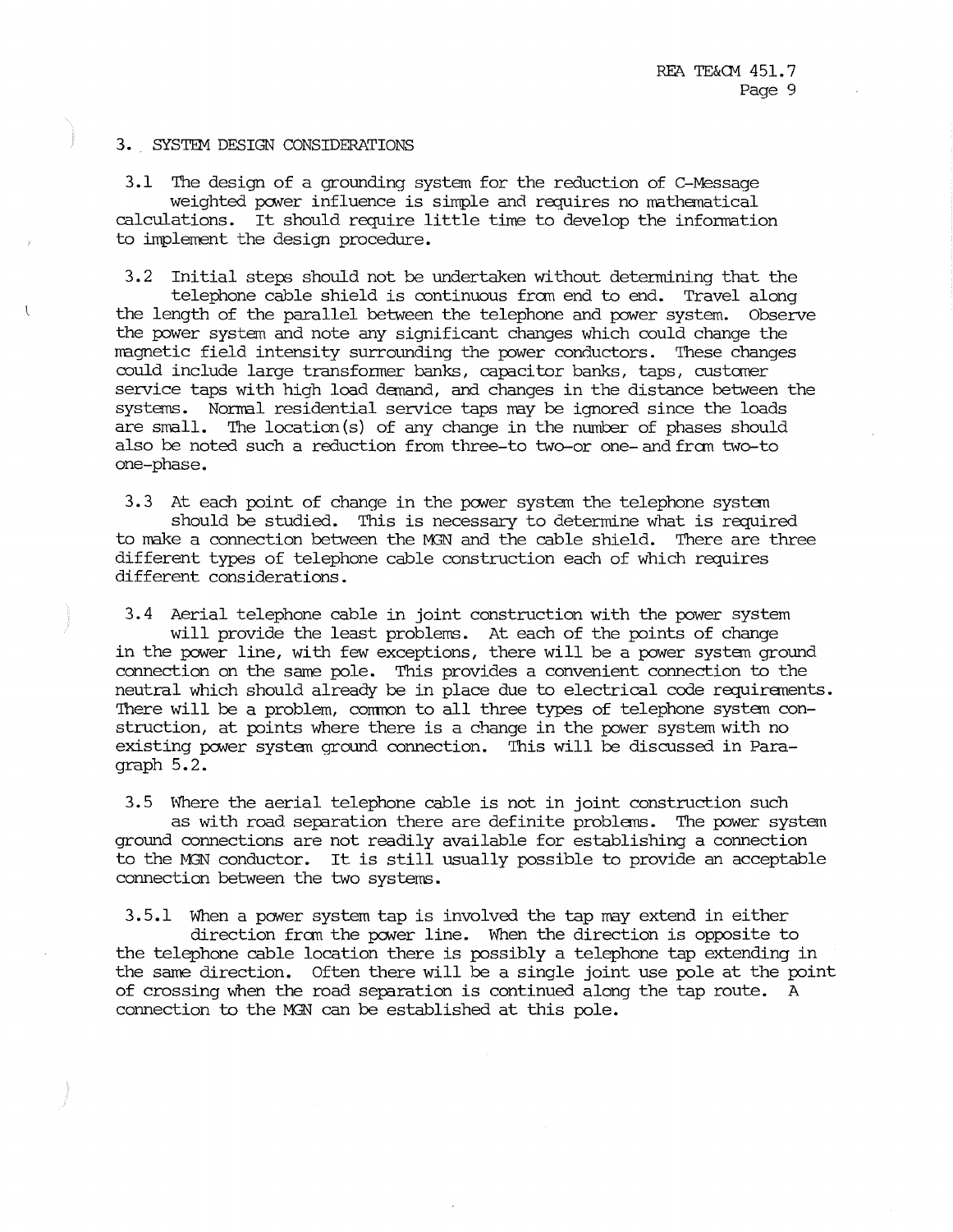## 3. SYSTEM DESIGN CONSIDERATIONS

3.1 The design of a grounding system for the reduction of C-Message weighted power influence is simple and requires no mathematical calculations. It should require little time to develop the information to implement the design procedure.

3.2 Initial steps should not be undertaken without determining that the telephone cable shield is continuous from end to end. Travel along the length of the parallel between the telephone and power system. Observe the power system and note any significant changes which could change the magnetic field intensity surrounding the power conductors. These changes could include large transformer banks, capacitor banks, taps, customer service taps with high load demand, and changes in the distance between the systems. Normal residential service taps may be ignored since the loads are small. The location(s) of any change in the number of phases should also be noted such a reduction from three-to two-or one- and from two-to one-phase.

3.3 At each point of change in the power system the telephone system should be studied. This is necessary to determine what is required to make a connection between the MGN and the cable shield. There are three different types of telephone cable construction each of which requires different considerations.

3.4 Aerial telephone cable in joint construction with the power system will provide the least problems. At each of the points of change in the power line, with few exceptions, there will be a power system ground connection on the same pole. This provides a convenient connection to the neutral which should already be in place due to electrical code requirements. There will be a problem, common to all three types of telephone system construction, at points where there is a change in the power system with no existing power system ground connection. This will be discussed in Paragraph 5.2.

3.5 Where the aerial telephone cable is not in joint construction such as with road separation there are definite problems. The power system ground connections are not readily available for establishing a connection to the MGN conductor. It is still usually possible to provide an acceptable connection between the two systems.

3.5.1 When a power system tap is involved the tap may extend in either direction from the power line. When the direction is opposite to the telephone cable location there is possibly a telephone tap extending in the same direction. Often there will be a single joint use pole at the point of crossing when the road separation is continued along the tap route. A connection to the MGN can be established at this pole.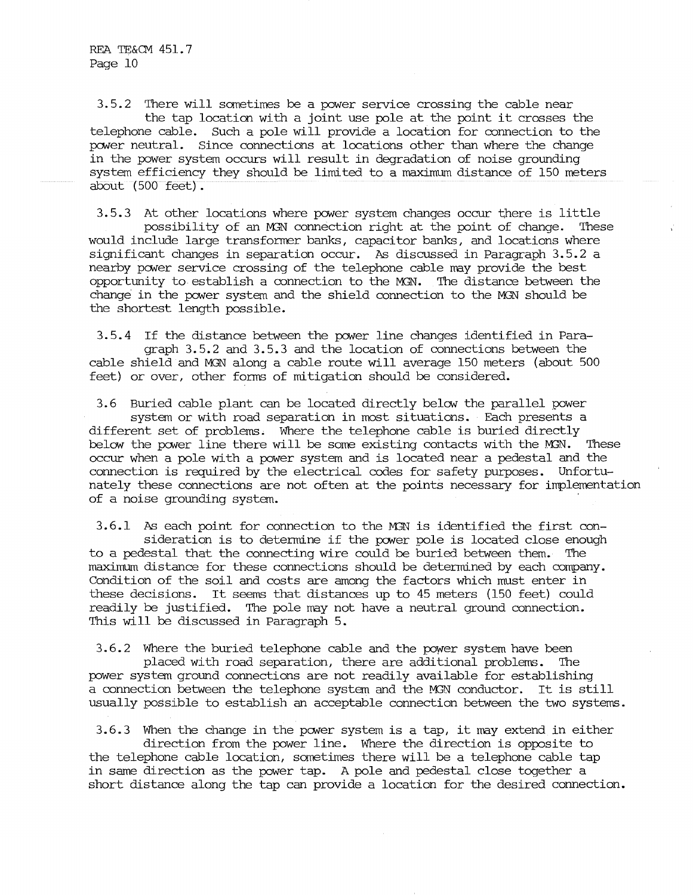3.5.2 There will sometimes be a power service crossing the cable near the tap location with a joint use pole at the point it crosses the telephone cable. Such a pole will provide a location for connection to the power neutral. Since connections at locations other than where the change in the power system occurs will result in degradation of noise grounding system efficiency they should be limited to a maximum distance of 150 meters about (500 feet).

3.5.3 At other locations where power system changes occur there is little possibility of an MGN connection right at the point of change. These would include large transformer banks, capacitor banks, and locations where significant changes in separation occur. As discussed in Paragraph 3.5.2 a nearby power service crossing of the telephone cable may provide the best opportunity to establish a connection to the MGN. The distance between the change in the power system and the shield connection to the MGN should be the shortest length possible.

3.5.4 If the distance between the power line changes identified in Paragraph 3.5.2 and 3.5.3 and the location of connections between the cable shield and MGN along a cable route will average 150 meters (about 500 feet) or over, other forms of mitigation should be considered.

3.6 Buried cable plant can be located directly below the parallel power system or with road separation in most situations. Each presents a different set of problems. Where the telephone cable is buried directly below the power line there will be some existing contacts with the MGN. These occur when a pole with a power system and is located near a pedestal and the connection is required by the electrical codes for safety purposes. Unfortunately these connections are not often at the points necessary for implementation of a noise grounding system.

3.6.1 As each point for connection to the MGN is identified the first consideration is to determine if the power pole is located close enough to a pedestal that the connecting wire could be buried between them. The maximum distance for these connections should be determined by each company. Condition of the soil and costs are among the factors which must enter in these decisions. It seems that distances up to 45 meters (150 feet) could readily be justified. The pole may not have a neutral ground connection. This will be discussed in Paragraph 5.

3.6.2 Where the buried telephone cable and the power system have been placed with road separation, there are additional problems. The power system ground connections are not readily available for establishing a connection between the telephone system and the MGN conductor. It is still usually possible to establish an acceptable connection between the two systems.

3.6.3 When the change in the power system is a tap, it may extend in either direction from the power line. Where the direction is opposite to the telephone cable location, sometimes there will be a telephone cable tap in same direction as the power tap. A pole and pedestal close together a short distance along the tap can provide a location for the desired connection.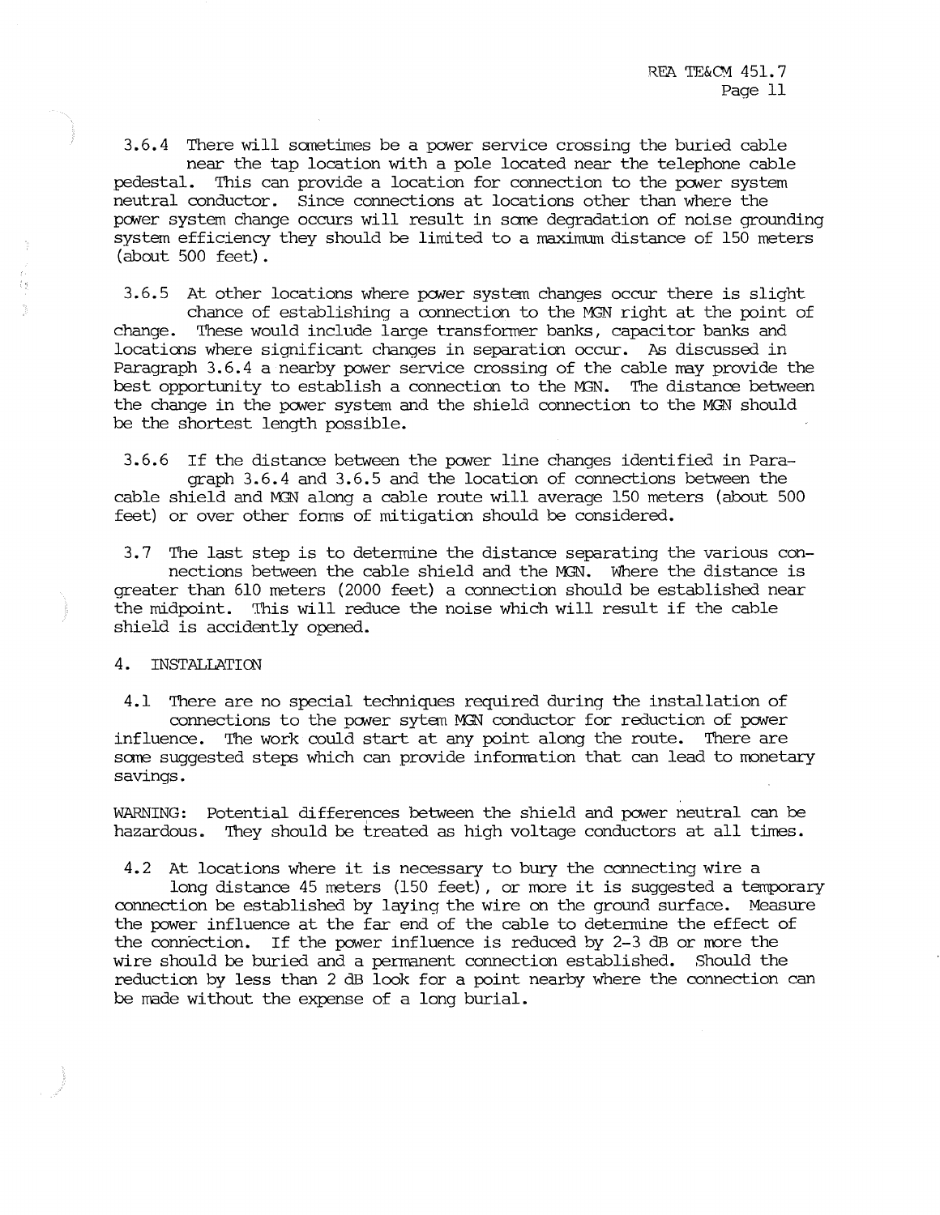3.6.4 There will sometimes be a power service crossing the buried cable near the tap location with a pole located near the telephone cable pedestal. This can provide a location for connection to the power system neutral conductor. Since connections at locations other than where the power system change occurs will result in some degradation of noise grounding system efficiency they should be limited to a maximum distance of 150 meters (about 500 feet).

3.6.5 At other locations where power system changes occur there is slight chance of establishing a connection to the MGN right at the point of change. These would include large transformer banks, capacitor banks and locations where significant changes in separation occur. As discussed in Paragraph 3.6.4 a nearby power service crossing of the cable may provide the best opportunity to establish a connection to the MGN. The distance between the change in the power system and the shield connection to the MGN should be the shortest length possible.

3.6.6 If the distance between the power line changes identified in Paragraph 3.6.4 and 3.6.5 and the location of connections between the cable shield and MGN along a cable route will average 150 meters (about 500 feet) or over other forms of mitigation should be considered.

3.7 The last step is to determine the distance separating the various connections between the cable shield and the MGN. Where the distance is greater than 610 meters (2000 feet) a connection should be established near the midpoint. This will reduce the noise which will result if the cable shield is accidently opened.

## 4. INSTALLATION

4.1 There are no special techniques required during the installation of connections to the power sytem MGN conductor for reduction of power influence. The work could start at any point along the route. There are some suggested steps which can provide information that can lead to monetary savings.

WARNING: Potential differences between the shield and power neutral can be hazardous. They should be treated as high voltage conductors at all times.

4.2 At locations where it is necessary to bury the connecting wire a long distance 45 meters (150 feet), or more it is suggested a temporary connection be established by laying the wire on the ground surface. Measure the power influence at the far end of the cable to determine the effect of the connection. If the power influence is reduced by 2-3 dB or more the wire should be buried and a permanent connection established. Should the reduction by less than 2 dB look for a point nearby where the connection can be made without the expense of a long burial.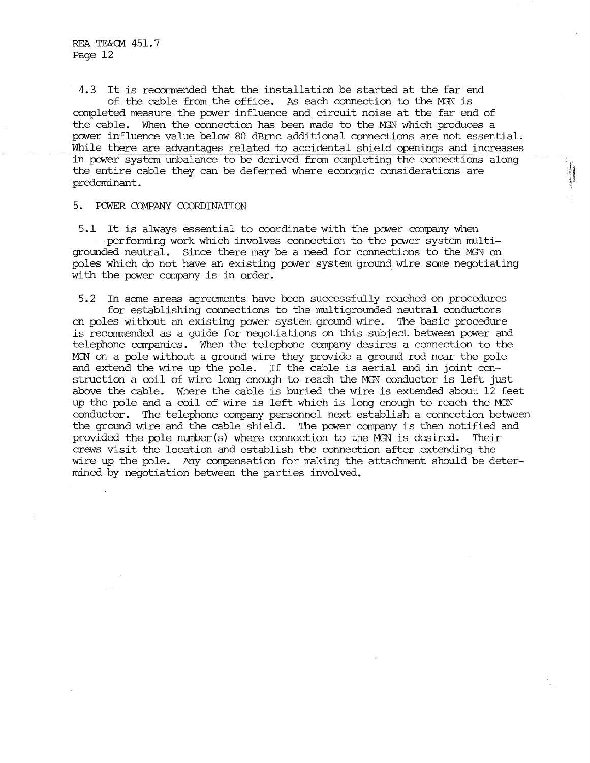4.3 It is recommended that the installation be started at the far end of the cable from the office. As each connection to the MGN is completed measure the power influence and circuit noise at the far end of the cable. When the connection has been made to the MGN which produces a power influence value below 80 dBrnc additional connections are not essential. While there are advantages related to accidental shield openings and increases in power system unbalance to be derived from completing the connections along the entire cable they can be deferred where economic considerations are predominant.

## 5. POWER COMPANY COORDINATION

5.1 It is always essential to coordinate with the power company when performing work which involves connection to the power system multi-grounded neutral. Since there may be a need for connections to the MGN on poles which do not have an existing power system ground wire some negotiating with the power company is in order.

5.2 In some areas agreements have been successfully reached on procedures for establishing connections to the multigrounded neutral conductors on poles without an existing power system ground wire. The basic procedure is recommended as a guide for negotiations on this subject between power and telephone companies. When the telephone company desires a connection to the MGN on a pole without a ground wire they provide a ground rod near the pole and extend the wire up the pole. If the cable is aerial and in joint construction a coil of wire long enough to reach the MGN conductor is left just above the cable. Where the cable is buried the wire is extended about 12 feet up the pole and a coil of wire is left which is long enough to reach the MGN conductor. The telephone company personnel next establish a connection between the ground wire and the cable shield. The power company is then notified and provided the pole number(s) where connection to the MGN is desired. Their crews visit the location and establish the connection after extending the wire up the pole. Any compensation for making the attachment should be determined by negotiation between the parties involved.